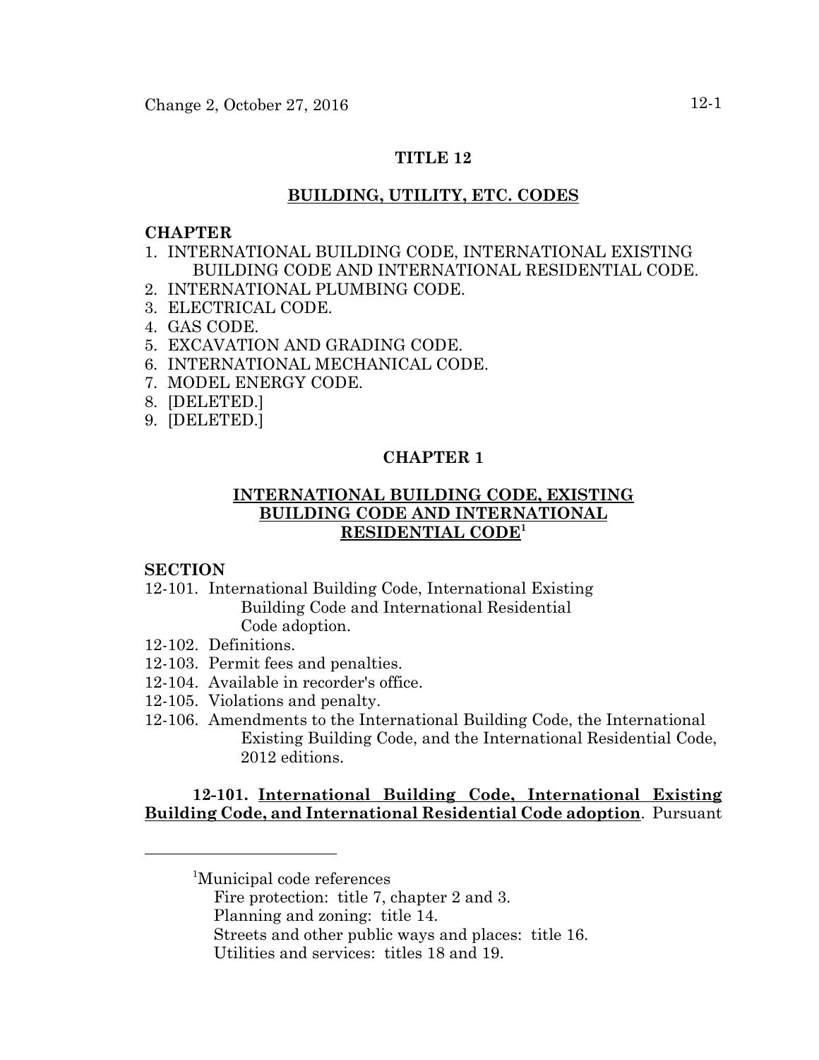# TITLE 12

## BUILDING, UTILITY, ETC. CODES

**CHAPTER**

1. INTERNATIONAL BUILDING CODE, INTERNATIONAL EXISTING BUILDING CODE AND INTERNATIONAL RESIDENTIAL CODE.
2. INTERNATIONAL PLUMBING CODE.
3. ELECTRICAL CODE.
4. GAS CODE.
5. EXCAVATION AND GRADING CODE.
6. INTERNATIONAL MECHANICAL CODE.
7. MODEL ENERGY CODE.
8. [DELETED.]
9. [DELETED.]

## CHAPTER 1

## INTERNATIONAL BUILDING CODE, EXISTING BUILDING CODE AND INTERNATIONAL RESIDENTIAL CODE[1]

**SECTION**

12-101. International Building Code, International Existing Building Code and International Residential Code adoption.
12-102. Definitions.
12-103. Permit fees and penalties.
12-104. Available in recorder's office.
12-105. Violations and penalty.
12-106. Amendments to the International Building Code, the International Existing Building Code, and the International Residential Code, 2012 editions.

**12-101. International Building Code, International Existing Building Code, and International Residential Code adoption**. Pursuant

---

[1]Municipal code references
Fire protection: title 7, chapter 2 and 3.
Planning and zoning: title 14.
Streets and other public ways and places: title 16.
Utilities and services: titles 18 and 19.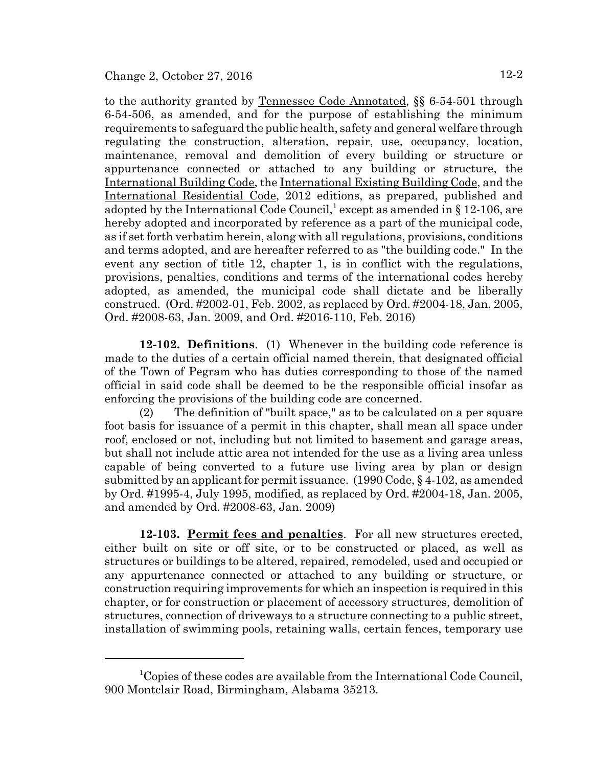to the authority granted by Tennessee Code Annotated, §§ 6-54-501 through 6-54-506, as amended, and for the purpose of establishing the minimum requirements to safeguard the public health, safety and general welfare through regulating the construction, alteration, repair, use, occupancy, location, maintenance, removal and demolition of every building or structure or appurtenance connected or attached to any building or structure, the International Building Code, the International Existing Building Code, and the International Residential Code, 2012 editions, as prepared, published and adopted by the International Code Council,[1] except as amended in § 12-106, are hereby adopted and incorporated by reference as a part of the municipal code, as if set forth verbatim herein, along with all regulations, provisions, conditions and terms adopted, and are hereafter referred to as "the building code." In the event any section of title 12, chapter 1, is in conflict with the regulations, provisions, penalties, conditions and terms of the international codes hereby adopted, as amended, the municipal code shall dictate and be liberally construed. (Ord. #2002-01, Feb. 2002, as replaced by Ord. #2004-18, Jan. 2005, Ord. #2008-63, Jan. 2009, and Ord. #2016-110, Feb. 2016)

**12-102. Definitions**. (1) Whenever in the building code reference is made to the duties of a certain official named therein, that designated official of the Town of Pegram who has duties corresponding to those of the named official in said code shall be deemed to be the responsible official insofar as enforcing the provisions of the building code are concerned.

(2) The definition of "built space," as to be calculated on a per square foot basis for issuance of a permit in this chapter, shall mean all space under roof, enclosed or not, including but not limited to basement and garage areas, but shall not include attic area not intended for the use as a living area unless capable of being converted to a future use living area by plan or design submitted by an applicant for permit issuance. (1990 Code, § 4-102, as amended by Ord. #1995-4, July 1995, modified, as replaced by Ord. #2004-18, Jan. 2005, and amended by Ord. #2008-63, Jan. 2009)

**12-103. Permit fees and penalties**. For all new structures erected, either built on site or off site, or to be constructed or placed, as well as structures or buildings to be altered, repaired, remodeled, used and occupied or any appurtenance connected or attached to any building or structure, or construction requiring improvements for which an inspection is required in this chapter, or for construction or placement of accessory structures, demolition of structures, connection of driveways to a structure connecting to a public street, installation of swimming pools, retaining walls, certain fences, temporary use

---

[1] Copies of these codes are available from the International Code Council, 900 Montclair Road, Birmingham, Alabama 35213.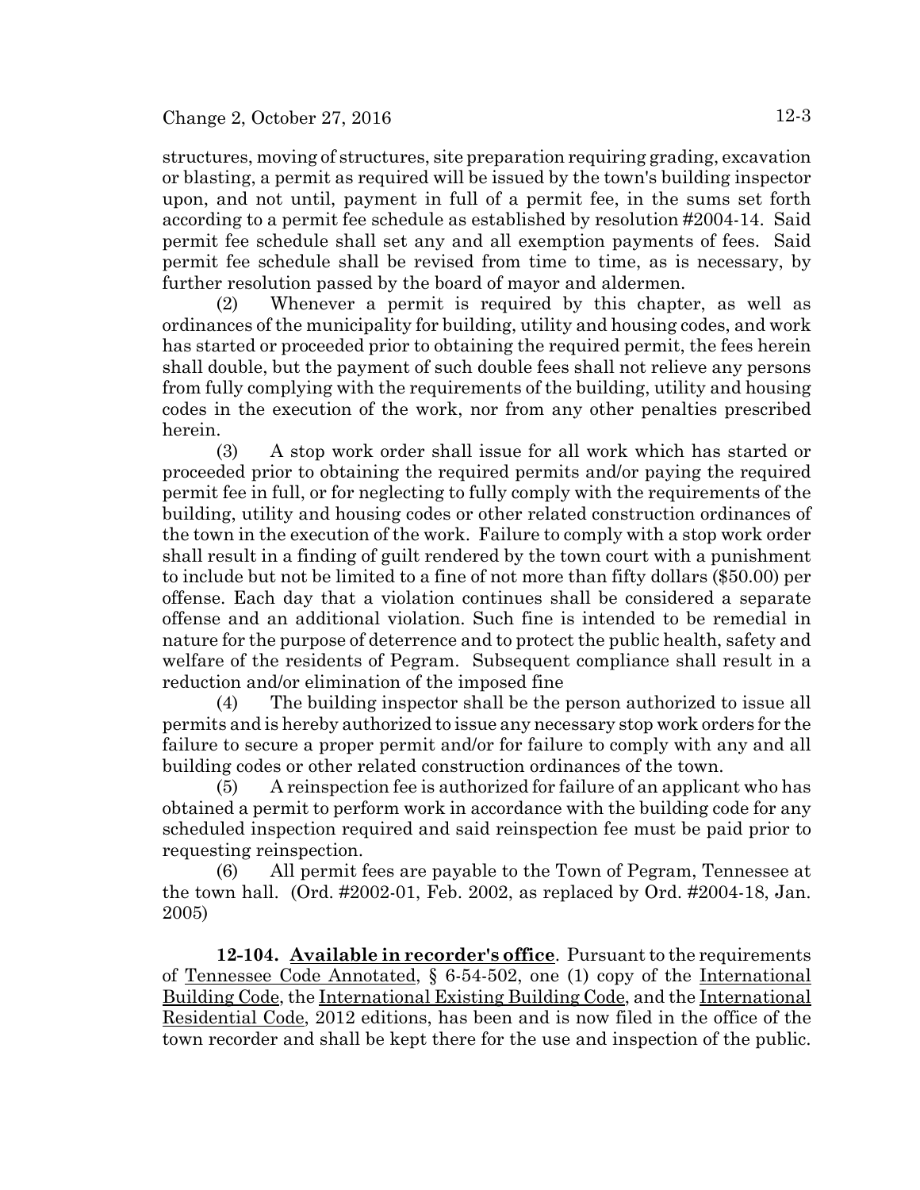structures, moving of structures, site preparation requiring grading, excavation or blasting, a permit as required will be issued by the town's building inspector upon, and not until, payment in full of a permit fee, in the sums set forth according to a permit fee schedule as established by resolution #2004-14. Said permit fee schedule shall set any and all exemption payments of fees. Said permit fee schedule shall be revised from time to time, as is necessary, by further resolution passed by the board of mayor and aldermen.

(2) Whenever a permit is required by this chapter, as well as ordinances of the municipality for building, utility and housing codes, and work has started or proceeded prior to obtaining the required permit, the fees herein shall double, but the payment of such double fees shall not relieve any persons from fully complying with the requirements of the building, utility and housing codes in the execution of the work, nor from any other penalties prescribed herein.

(3) A stop work order shall issue for all work which has started or proceeded prior to obtaining the required permits and/or paying the required permit fee in full, or for neglecting to fully comply with the requirements of the building, utility and housing codes or other related construction ordinances of the town in the execution of the work. Failure to comply with a stop work order shall result in a finding of guilt rendered by the town court with a punishment to include but not be limited to a fine of not more than fifty dollars ($50.00) per offense. Each day that a violation continues shall be considered a separate offense and an additional violation. Such fine is intended to be remedial in nature for the purpose of deterrence and to protect the public health, safety and welfare of the residents of Pegram. Subsequent compliance shall result in a reduction and/or elimination of the imposed fine

(4) The building inspector shall be the person authorized to issue all permits and is hereby authorized to issue any necessary stop work orders for the failure to secure a proper permit and/or for failure to comply with any and all building codes or other related construction ordinances of the town.

(5) A reinspection fee is authorized for failure of an applicant who has obtained a permit to perform work in accordance with the building code for any scheduled inspection required and said reinspection fee must be paid prior to requesting reinspection.

(6) All permit fees are payable to the Town of Pegram, Tennessee at the town hall. (Ord. #2002-01, Feb. 2002, as replaced by Ord. #2004-18, Jan. 2005)

**12-104. Available in recorder's office**. Pursuant to the requirements of Tennessee Code Annotated, § 6-54-502, one (1) copy of the International Building Code, the International Existing Building Code, and the International Residential Code, 2012 editions, has been and is now filed in the office of the town recorder and shall be kept there for the use and inspection of the public.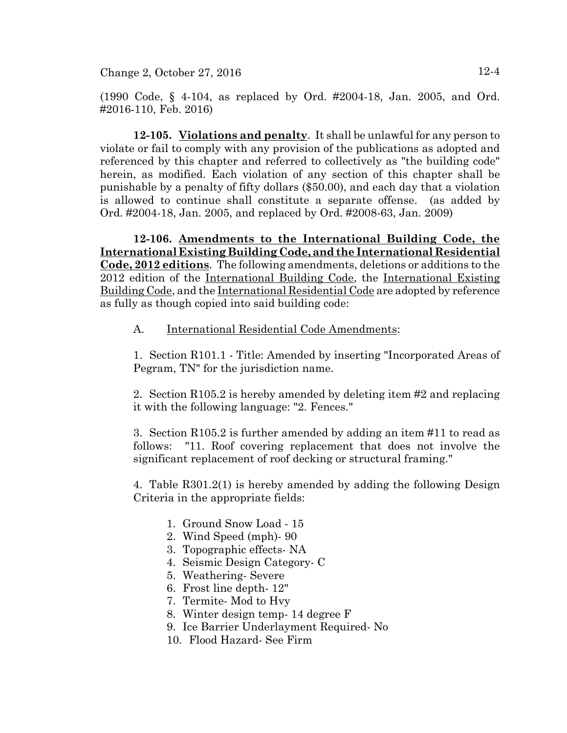(1990 Code, § 4-104, as replaced by Ord. #2004-18, Jan. 2005, and Ord. #2016-110, Feb. 2016)

**12-105. Violations and penalty**. It shall be unlawful for any person to violate or fail to comply with any provision of the publications as adopted and referenced by this chapter and referred to collectively as "the building code" herein, as modified. Each violation of any section of this chapter shall be punishable by a penalty of fifty dollars ($50.00), and each day that a violation is allowed to continue shall constitute a separate offense. (as added by Ord. #2004-18, Jan. 2005, and replaced by Ord. #2008-63, Jan. 2009)

**12-106. Amendments to the International Building Code, the International Existing Building Code, and the International Residential Code, 2012 editions**. The following amendments, deletions or additions to the 2012 edition of the International Building Code, the International Existing Building Code, and the International Residential Code are adopted by reference as fully as though copied into said building code:

A. International Residential Code Amendments:

1. Section R101.1 - Title: Amended by inserting "Incorporated Areas of Pegram, TN" for the jurisdiction name.

2. Section R105.2 is hereby amended by deleting item #2 and replacing it with the following language: "2. Fences."

3. Section R105.2 is further amended by adding an item #11 to read as follows: "11. Roof covering replacement that does not involve the significant replacement of roof decking or structural framing."

4. Table R301.2(1) is hereby amended by adding the following Design Criteria in the appropriate fields:

1. Ground Snow Load - 15
2. Wind Speed (mph)- 90
3. Topographic effects- NA
4. Seismic Design Category- C
5. Weathering- Severe
6. Frost line depth- 12"
7. Termite- Mod to Hvy
8. Winter design temp- 14 degree F
9. Ice Barrier Underlayment Required- No
10. Flood Hazard- See Firm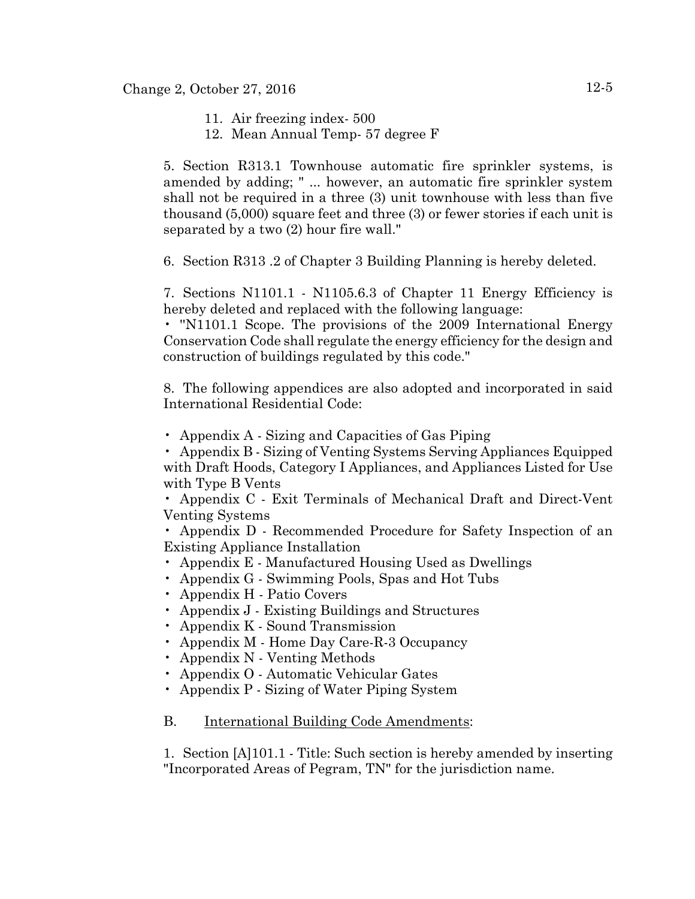11. Air freezing index- 500
12. Mean Annual Temp- 57 degree F

5. Section R313.1 Townhouse automatic fire sprinkler systems, is amended by adding; " ... however, an automatic fire sprinkler system shall not be required in a three (3) unit townhouse with less than five thousand (5,000) square feet and three (3) or fewer stories if each unit is separated by a two (2) hour fire wall."

6. Section R313 .2 of Chapter 3 Building Planning is hereby deleted.

7. Sections N1101.1 - N1105.6.3 of Chapter 11 Energy Efficiency is hereby deleted and replaced with the following language:

- "N1101.1 Scope. The provisions of the 2009 International Energy Conservation Code shall regulate the energy efficiency for the design and construction of buildings regulated by this code."

8. The following appendices are also adopted and incorporated in said International Residential Code:

- Appendix A - Sizing and Capacities of Gas Piping
- Appendix B - Sizing of Venting Systems Serving Appliances Equipped with Draft Hoods, Category I Appliances, and Appliances Listed for Use with Type B Vents
- Appendix C - Exit Terminals of Mechanical Draft and Direct-Vent Venting Systems
- Appendix D - Recommended Procedure for Safety Inspection of an Existing Appliance Installation
- Appendix E - Manufactured Housing Used as Dwellings
- Appendix G - Swimming Pools, Spas and Hot Tubs
- Appendix H - Patio Covers
- Appendix J - Existing Buildings and Structures
- Appendix K - Sound Transmission
- Appendix M - Home Day Care-R-3 Occupancy
- Appendix N - Venting Methods
- Appendix O - Automatic Vehicular Gates
- Appendix P - Sizing of Water Piping System

B. International Building Code Amendments:

1. Section [A]101.1 - Title: Such section is hereby amended by inserting "Incorporated Areas of Pegram, TN" for the jurisdiction name.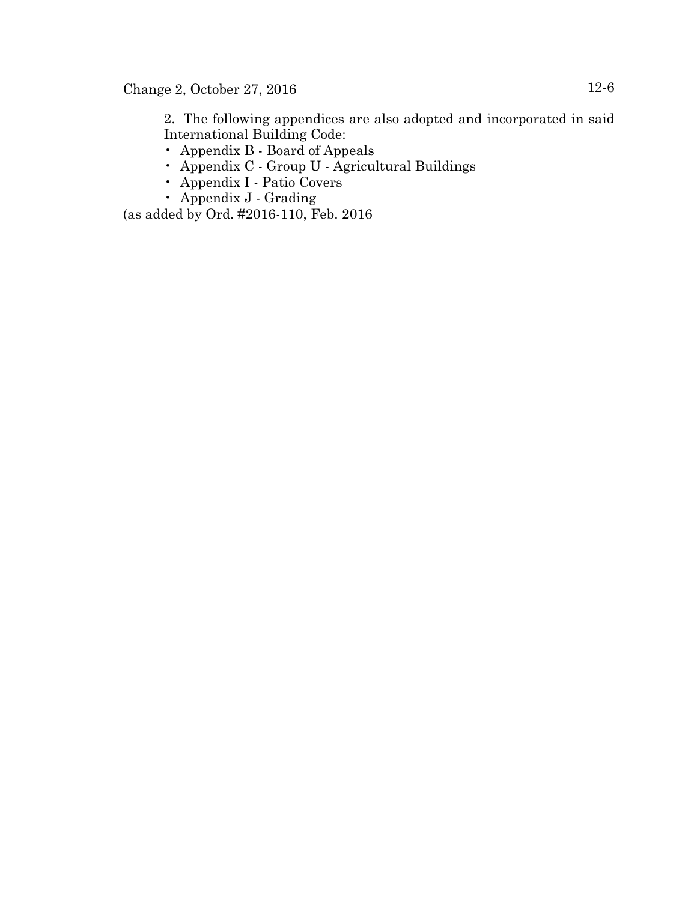2. The following appendices are also adopted and incorporated in said International Building Code:

- Appendix B - Board of Appeals
- Appendix C - Group U - Agricultural Buildings
- Appendix I - Patio Covers
- Appendix J - Grading

(as added by Ord. #2016-110, Feb. 2016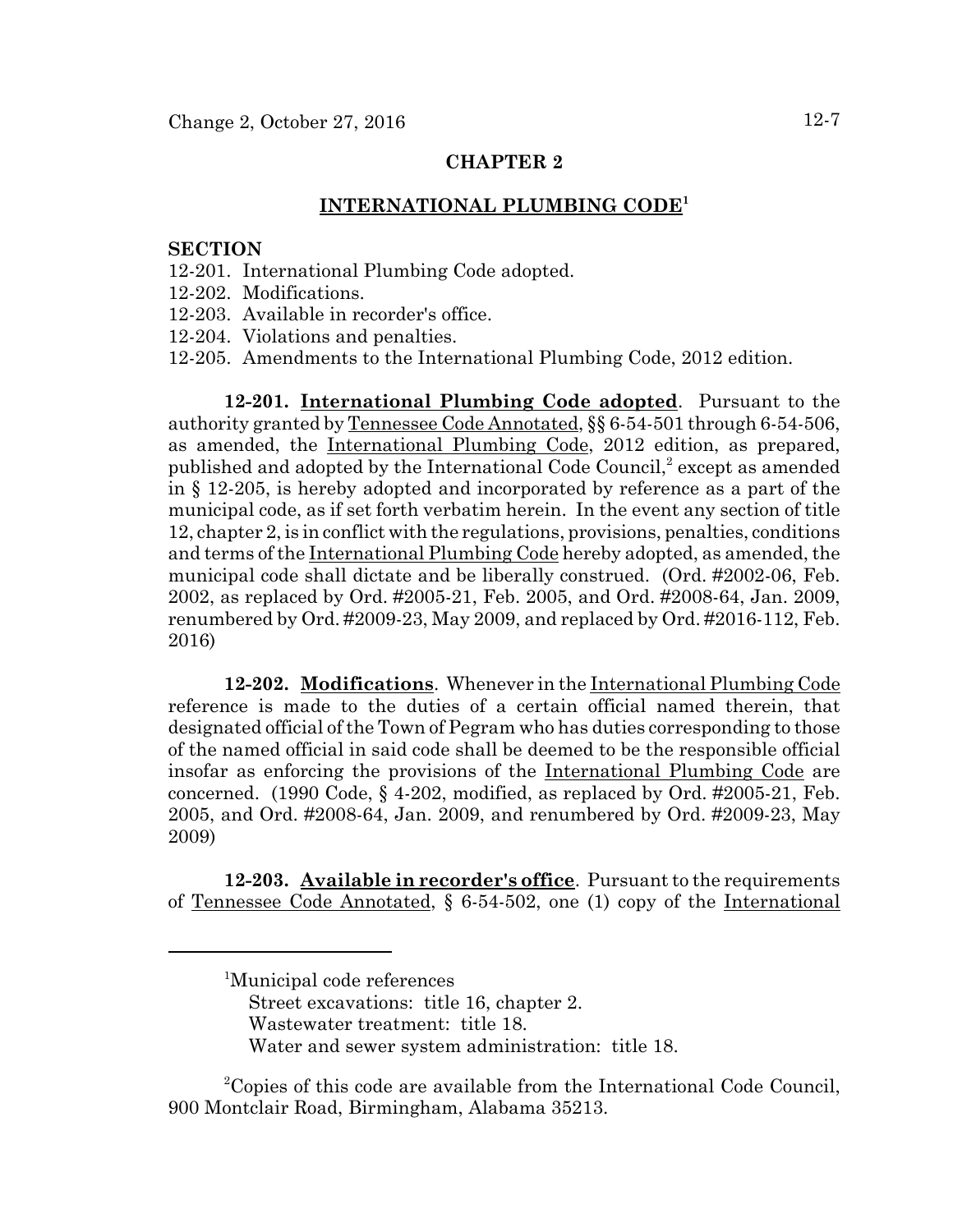## CHAPTER 2

## INTERNATIONAL PLUMBING CODE[1]

**SECTION**

12-201. International Plumbing Code adopted.
12-202. Modifications.
12-203. Available in recorder's office.
12-204. Violations and penalties.
12-205. Amendments to the International Plumbing Code, 2012 edition.

**12-201. International Plumbing Code adopted**. Pursuant to the authority granted by Tennessee Code Annotated, §§ 6-54-501 through 6-54-506, as amended, the International Plumbing Code, 2012 edition, as prepared, published and adopted by the International Code Council,[2] except as amended in § 12-205, is hereby adopted and incorporated by reference as a part of the municipal code, as if set forth verbatim herein. In the event any section of title 12, chapter 2, is in conflict with the regulations, provisions, penalties, conditions and terms of the International Plumbing Code hereby adopted, as amended, the municipal code shall dictate and be liberally construed. (Ord. #2002-06, Feb. 2002, as replaced by Ord. #2005-21, Feb. 2005, and Ord. #2008-64, Jan. 2009, renumbered by Ord. #2009-23, May 2009, and replaced by Ord. #2016-112, Feb. 2016)

**12-202. Modifications**. Whenever in the International Plumbing Code reference is made to the duties of a certain official named therein, that designated official of the Town of Pegram who has duties corresponding to those of the named official in said code shall be deemed to be the responsible official insofar as enforcing the provisions of the International Plumbing Code are concerned. (1990 Code, § 4-202, modified, as replaced by Ord. #2005-21, Feb. 2005, and Ord. #2008-64, Jan. 2009, and renumbered by Ord. #2009-23, May 2009)

**12-203. Available in recorder's office**. Pursuant to the requirements of Tennessee Code Annotated, § 6-54-502, one (1) copy of the International

---

[1]Municipal code references
Street excavations: title 16, chapter 2.
Wastewater treatment: title 18.
Water and sewer system administration: title 18.

[2]Copies of this code are available from the International Code Council, 900 Montclair Road, Birmingham, Alabama 35213.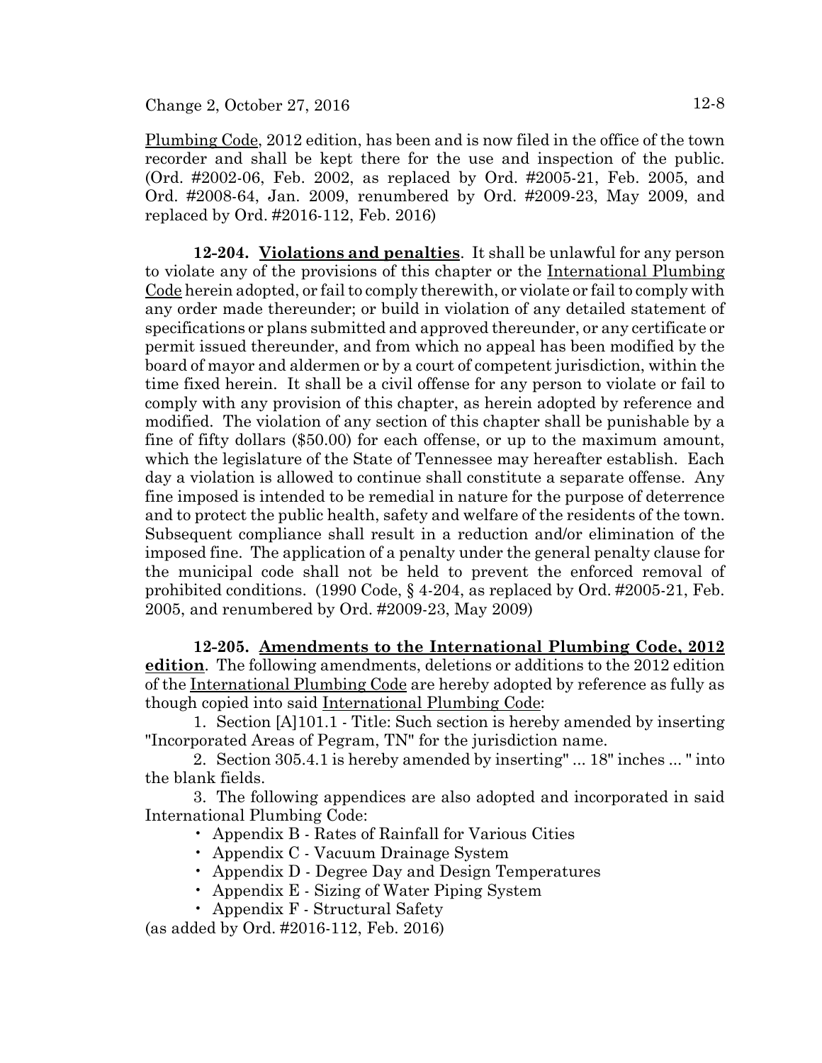Plumbing Code, 2012 edition, has been and is now filed in the office of the town recorder and shall be kept there for the use and inspection of the public. (Ord. #2002-06, Feb. 2002, as replaced by Ord. #2005-21, Feb. 2005, and Ord. #2008-64, Jan. 2009, renumbered by Ord. #2009-23, May 2009, and replaced by Ord. #2016-112, Feb. 2016)

**12-204. Violations and penalties**. It shall be unlawful for any person to violate any of the provisions of this chapter or the International Plumbing Code herein adopted, or fail to comply therewith, or violate or fail to comply with any order made thereunder; or build in violation of any detailed statement of specifications or plans submitted and approved thereunder, or any certificate or permit issued thereunder, and from which no appeal has been modified by the board of mayor and aldermen or by a court of competent jurisdiction, within the time fixed herein. It shall be a civil offense for any person to violate or fail to comply with any provision of this chapter, as herein adopted by reference and modified. The violation of any section of this chapter shall be punishable by a fine of fifty dollars ($50.00) for each offense, or up to the maximum amount, which the legislature of the State of Tennessee may hereafter establish. Each day a violation is allowed to continue shall constitute a separate offense. Any fine imposed is intended to be remedial in nature for the purpose of deterrence and to protect the public health, safety and welfare of the residents of the town. Subsequent compliance shall result in a reduction and/or elimination of the imposed fine. The application of a penalty under the general penalty clause for the municipal code shall not be held to prevent the enforced removal of prohibited conditions. (1990 Code, § 4-204, as replaced by Ord. #2005-21, Feb. 2005, and renumbered by Ord. #2009-23, May 2009)

**12-205. Amendments to the International Plumbing Code, 2012 edition**. The following amendments, deletions or additions to the 2012 edition of the International Plumbing Code are hereby adopted by reference as fully as though copied into said International Plumbing Code:

1. Section [A]101.1 - Title: Such section is hereby amended by inserting "Incorporated Areas of Pegram, TN" for the jurisdiction name.
2. Section 305.4.1 is hereby amended by inserting" ... 18" inches ... " into the blank fields.
3. The following appendices are also adopted and incorporated in said International Plumbing Code:
   - Appendix B - Rates of Rainfall for Various Cities
   - Appendix C - Vacuum Drainage System
   - Appendix D - Degree Day and Design Temperatures
   - Appendix E - Sizing of Water Piping System
   - Appendix F - Structural Safety

(as added by Ord. #2016-112, Feb. 2016)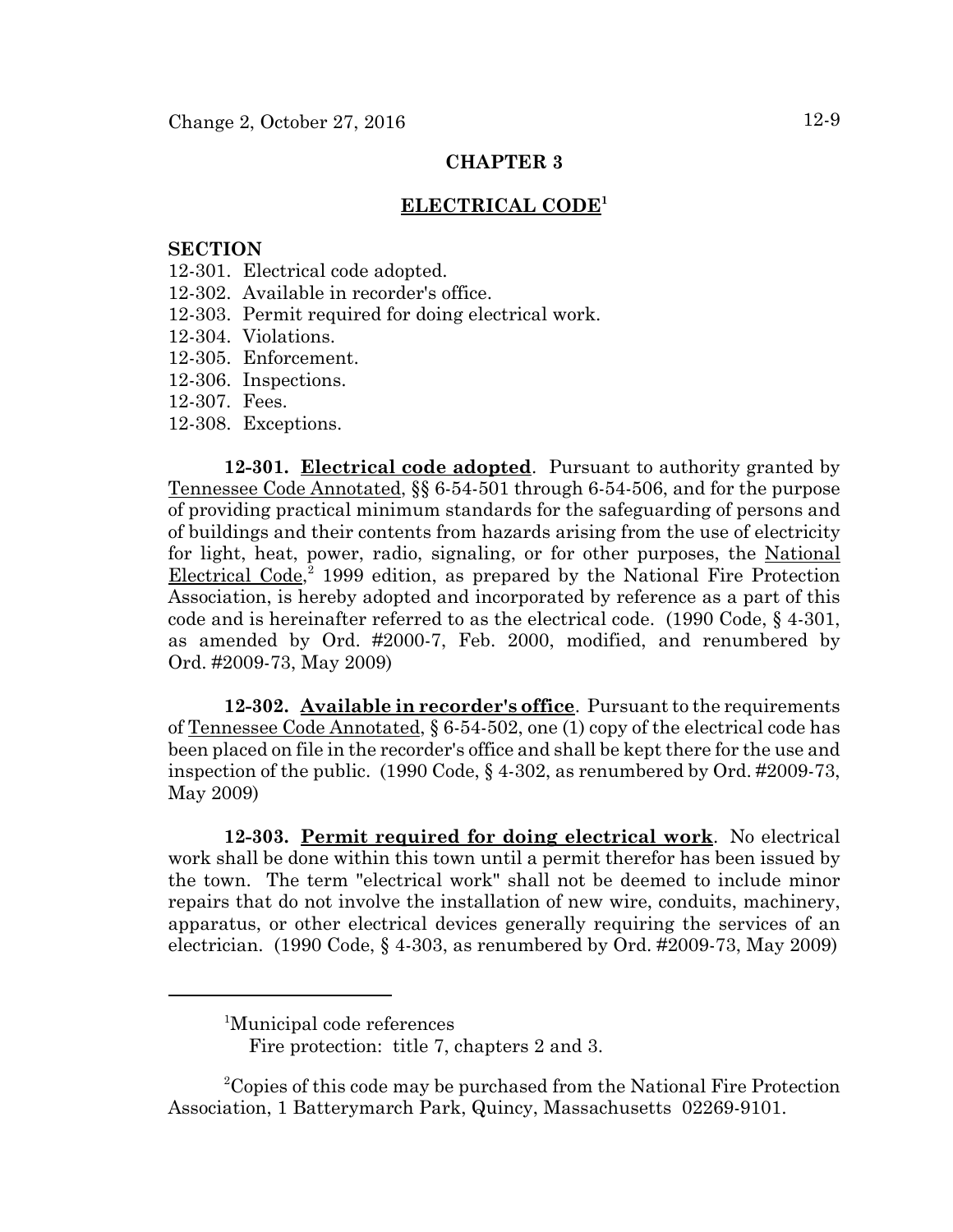## CHAPTER 3

## ELECTRICAL CODE[1]

**SECTION**

12-301. Electrical code adopted.
12-302. Available in recorder's office.
12-303. Permit required for doing electrical work.
12-304. Violations.
12-305. Enforcement.
12-306. Inspections.
12-307. Fees.
12-308. Exceptions.

**12-301. Electrical code adopted**. Pursuant to authority granted by Tennessee Code Annotated, §§ 6-54-501 through 6-54-506, and for the purpose of providing practical minimum standards for the safeguarding of persons and of buildings and their contents from hazards arising from the use of electricity for light, heat, power, radio, signaling, or for other purposes, the National Electrical Code,[2] 1999 edition, as prepared by the National Fire Protection Association, is hereby adopted and incorporated by reference as a part of this code and is hereinafter referred to as the electrical code. (1990 Code, § 4-301, as amended by Ord. #2000-7, Feb. 2000, modified, and renumbered by Ord. #2009-73, May 2009)

**12-302. Available in recorder's office**. Pursuant to the requirements of Tennessee Code Annotated, § 6-54-502, one (1) copy of the electrical code has been placed on file in the recorder's office and shall be kept there for the use and inspection of the public. (1990 Code, § 4-302, as renumbered by Ord. #2009-73, May 2009)

**12-303. Permit required for doing electrical work**. No electrical work shall be done within this town until a permit therefor has been issued by the town. The term "electrical work" shall not be deemed to include minor repairs that do not involve the installation of new wire, conduits, machinery, apparatus, or other electrical devices generally requiring the services of an electrician. (1990 Code, § 4-303, as renumbered by Ord. #2009-73, May 2009)

---

[1]Municipal code references
Fire protection: title 7, chapters 2 and 3.

[2]Copies of this code may be purchased from the National Fire Protection Association, 1 Batterymarch Park, Quincy, Massachusetts 02269-9101.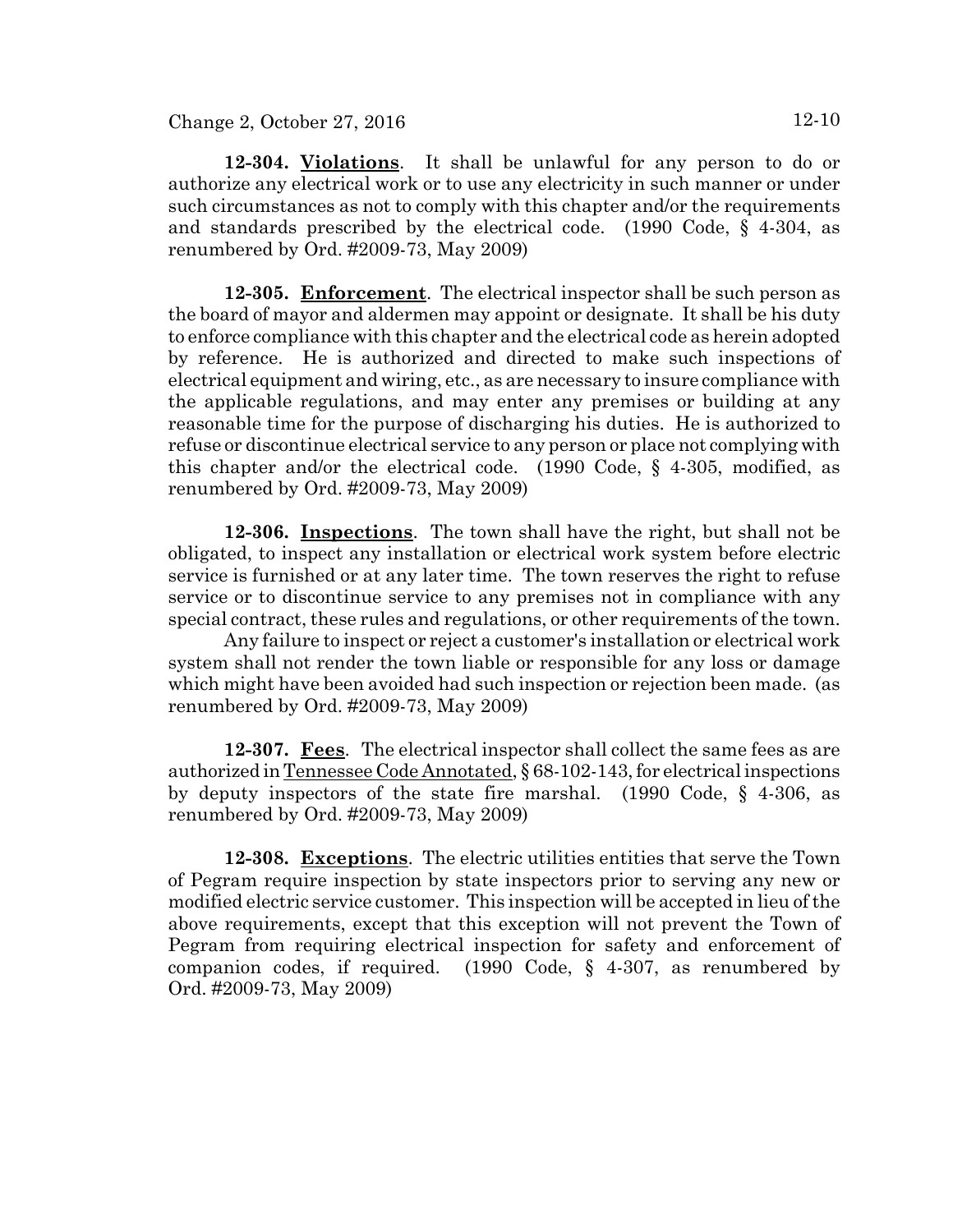**12-304. Violations**. It shall be unlawful for any person to do or authorize any electrical work or to use any electricity in such manner or under such circumstances as not to comply with this chapter and/or the requirements and standards prescribed by the electrical code. (1990 Code, § 4-304, as renumbered by Ord. #2009-73, May 2009)

**12-305. Enforcement**. The electrical inspector shall be such person as the board of mayor and aldermen may appoint or designate. It shall be his duty to enforce compliance with this chapter and the electrical code as herein adopted by reference. He is authorized and directed to make such inspections of electrical equipment and wiring, etc., as are necessary to insure compliance with the applicable regulations, and may enter any premises or building at any reasonable time for the purpose of discharging his duties. He is authorized to refuse or discontinue electrical service to any person or place not complying with this chapter and/or the electrical code. (1990 Code, § 4-305, modified, as renumbered by Ord. #2009-73, May 2009)

**12-306. Inspections**. The town shall have the right, but shall not be obligated, to inspect any installation or electrical work system before electric service is furnished or at any later time. The town reserves the right to refuse service or to discontinue service to any premises not in compliance with any special contract, these rules and regulations, or other requirements of the town.

Any failure to inspect or reject a customer's installation or electrical work system shall not render the town liable or responsible for any loss or damage which might have been avoided had such inspection or rejection been made. (as renumbered by Ord. #2009-73, May 2009)

**12-307. Fees**. The electrical inspector shall collect the same fees as are authorized in Tennessee Code Annotated, § 68-102-143, for electrical inspections by deputy inspectors of the state fire marshal. (1990 Code, § 4-306, as renumbered by Ord. #2009-73, May 2009)

**12-308. Exceptions**. The electric utilities entities that serve the Town of Pegram require inspection by state inspectors prior to serving any new or modified electric service customer. This inspection will be accepted in lieu of the above requirements, except that this exception will not prevent the Town of Pegram from requiring electrical inspection for safety and enforcement of companion codes, if required. (1990 Code, § 4-307, as renumbered by Ord. #2009-73, May 2009)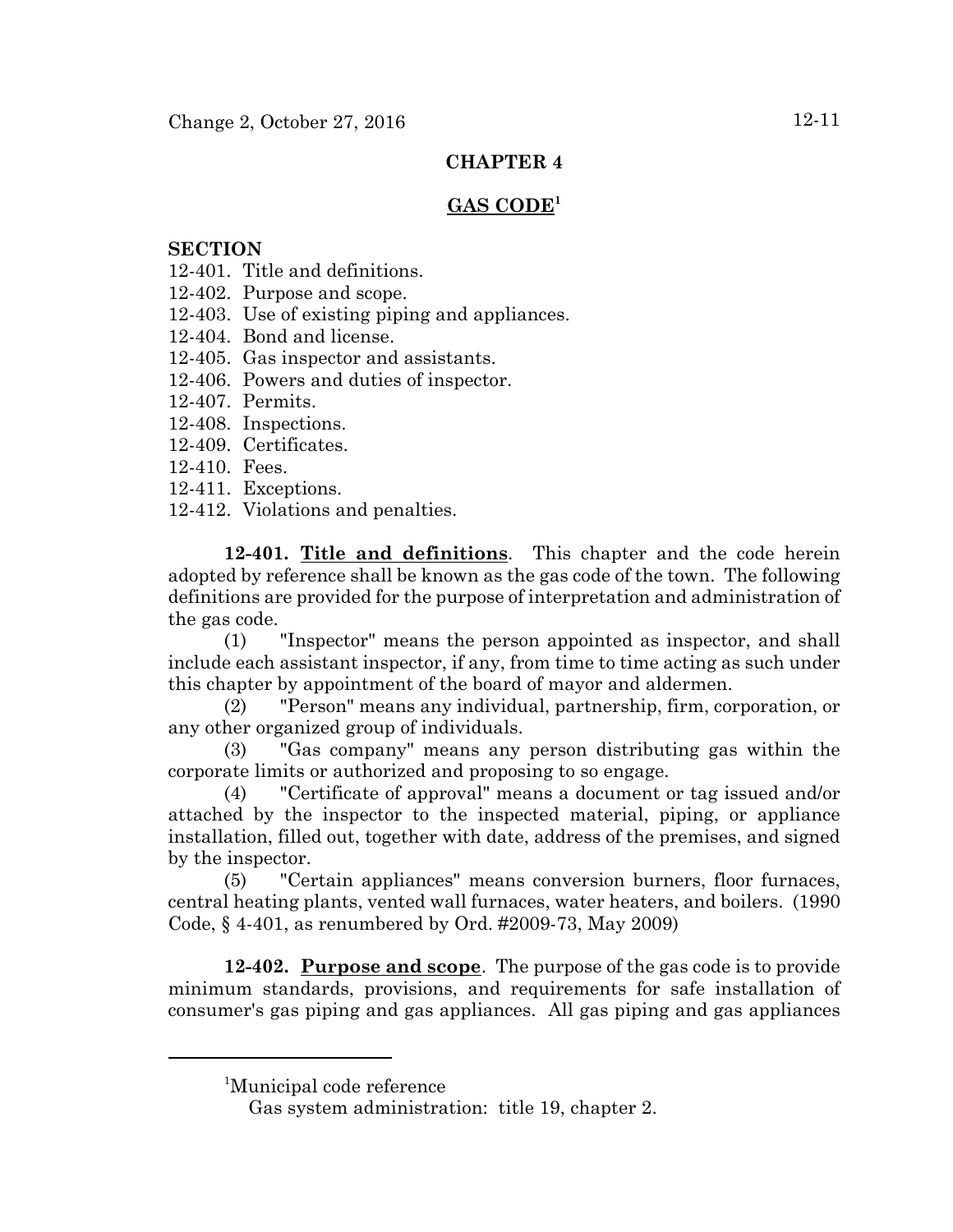## CHAPTER 4

## GAS CODE[1]

**SECTION**

12-401. Title and definitions.
12-402. Purpose and scope.
12-403. Use of existing piping and appliances.
12-404. Bond and license.
12-405. Gas inspector and assistants.
12-406. Powers and duties of inspector.
12-407. Permits.
12-408. Inspections.
12-409. Certificates.
12-410. Fees.
12-411. Exceptions.
12-412. Violations and penalties.

**12-401. Title and definitions**. This chapter and the code herein adopted by reference shall be known as the gas code of the town. The following definitions are provided for the purpose of interpretation and administration of the gas code.

(1) "Inspector" means the person appointed as inspector, and shall include each assistant inspector, if any, from time to time acting as such under this chapter by appointment of the board of mayor and aldermen.

(2) "Person" means any individual, partnership, firm, corporation, or any other organized group of individuals.

(3) "Gas company" means any person distributing gas within the corporate limits or authorized and proposing to so engage.

(4) "Certificate of approval" means a document or tag issued and/or attached by the inspector to the inspected material, piping, or appliance installation, filled out, together with date, address of the premises, and signed by the inspector.

(5) "Certain appliances" means conversion burners, floor furnaces, central heating plants, vented wall furnaces, water heaters, and boilers. (1990 Code, § 4-401, as renumbered by Ord. #2009-73, May 2009)

**12-402. Purpose and scope**. The purpose of the gas code is to provide minimum standards, provisions, and requirements for safe installation of consumer's gas piping and gas appliances. All gas piping and gas appliances

---

[1]Municipal code reference

Gas system administration: title 19, chapter 2.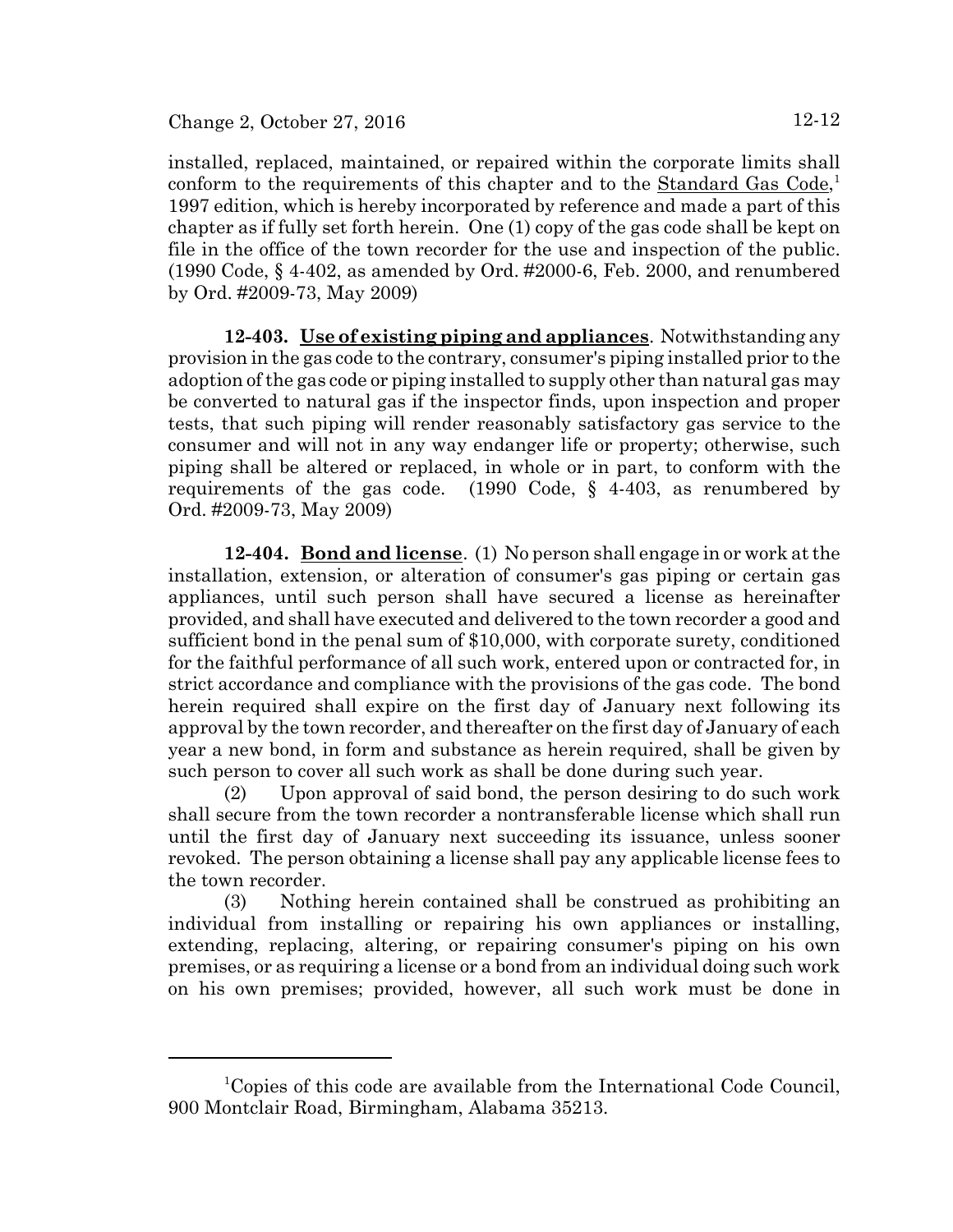installed, replaced, maintained, or repaired within the corporate limits shall conform to the requirements of this chapter and to the Standard Gas Code,[1] 1997 edition, which is hereby incorporated by reference and made a part of this chapter as if fully set forth herein. One (1) copy of the gas code shall be kept on file in the office of the town recorder for the use and inspection of the public. (1990 Code, § 4-402, as amended by Ord. #2000-6, Feb. 2000, and renumbered by Ord. #2009-73, May 2009)

**12-403. Use of existing piping and appliances**. Notwithstanding any provision in the gas code to the contrary, consumer's piping installed prior to the adoption of the gas code or piping installed to supply other than natural gas may be converted to natural gas if the inspector finds, upon inspection and proper tests, that such piping will render reasonably satisfactory gas service to the consumer and will not in any way endanger life or property; otherwise, such piping shall be altered or replaced, in whole or in part, to conform with the requirements of the gas code. (1990 Code, § 4-403, as renumbered by Ord. #2009-73, May 2009)

**12-404. Bond and license**. (1) No person shall engage in or work at the installation, extension, or alteration of consumer's gas piping or certain gas appliances, until such person shall have secured a license as hereinafter provided, and shall have executed and delivered to the town recorder a good and sufficient bond in the penal sum of $10,000, with corporate surety, conditioned for the faithful performance of all such work, entered upon or contracted for, in strict accordance and compliance with the provisions of the gas code. The bond herein required shall expire on the first day of January next following its approval by the town recorder, and thereafter on the first day of January of each year a new bond, in form and substance as herein required, shall be given by such person to cover all such work as shall be done during such year.

(2) Upon approval of said bond, the person desiring to do such work shall secure from the town recorder a nontransferable license which shall run until the first day of January next succeeding its issuance, unless sooner revoked. The person obtaining a license shall pay any applicable license fees to the town recorder.

(3) Nothing herein contained shall be construed as prohibiting an individual from installing or repairing his own appliances or installing, extending, replacing, altering, or repairing consumer's piping on his own premises, or as requiring a license or a bond from an individual doing such work on his own premises; provided, however, all such work must be done in

---

[1] Copies of this code are available from the International Code Council, 900 Montclair Road, Birmingham, Alabama 35213.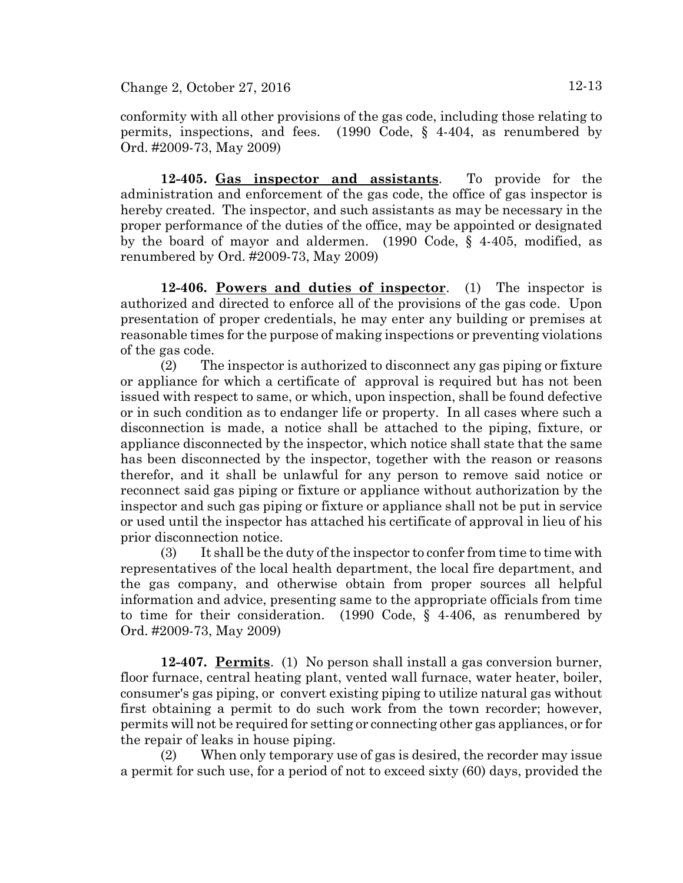conformity with all other provisions of the gas code, including those relating to permits, inspections, and fees. (1990 Code, § 4-404, as renumbered by Ord. #2009-73, May 2009)

**12-405. Gas inspector and assistants**. To provide for the administration and enforcement of the gas code, the office of gas inspector is hereby created. The inspector, and such assistants as may be necessary in the proper performance of the duties of the office, may be appointed or designated by the board of mayor and aldermen. (1990 Code, § 4-405, modified, as renumbered by Ord. #2009-73, May 2009)

**12-406. Powers and duties of inspector**. (1) The inspector is authorized and directed to enforce all of the provisions of the gas code. Upon presentation of proper credentials, he may enter any building or premises at reasonable times for the purpose of making inspections or preventing violations of the gas code.

(2) The inspector is authorized to disconnect any gas piping or fixture or appliance for which a certificate of approval is required but has not been issued with respect to same, or which, upon inspection, shall be found defective or in such condition as to endanger life or property. In all cases where such a disconnection is made, a notice shall be attached to the piping, fixture, or appliance disconnected by the inspector, which notice shall state that the same has been disconnected by the inspector, together with the reason or reasons therefor, and it shall be unlawful for any person to remove said notice or reconnect said gas piping or fixture or appliance without authorization by the inspector and such gas piping or fixture or appliance shall not be put in service or used until the inspector has attached his certificate of approval in lieu of his prior disconnection notice.

(3) It shall be the duty of the inspector to confer from time to time with representatives of the local health department, the local fire department, and the gas company, and otherwise obtain from proper sources all helpful information and advice, presenting same to the appropriate officials from time to time for their consideration. (1990 Code, § 4-406, as renumbered by Ord. #2009-73, May 2009)

**12-407. Permits**. (1) No person shall install a gas conversion burner, floor furnace, central heating plant, vented wall furnace, water heater, boiler, consumer's gas piping, or convert existing piping to utilize natural gas without first obtaining a permit to do such work from the town recorder; however, permits will not be required for setting or connecting other gas appliances, or for the repair of leaks in house piping.

(2) When only temporary use of gas is desired, the recorder may issue a permit for such use, for a period of not to exceed sixty (60) days, provided the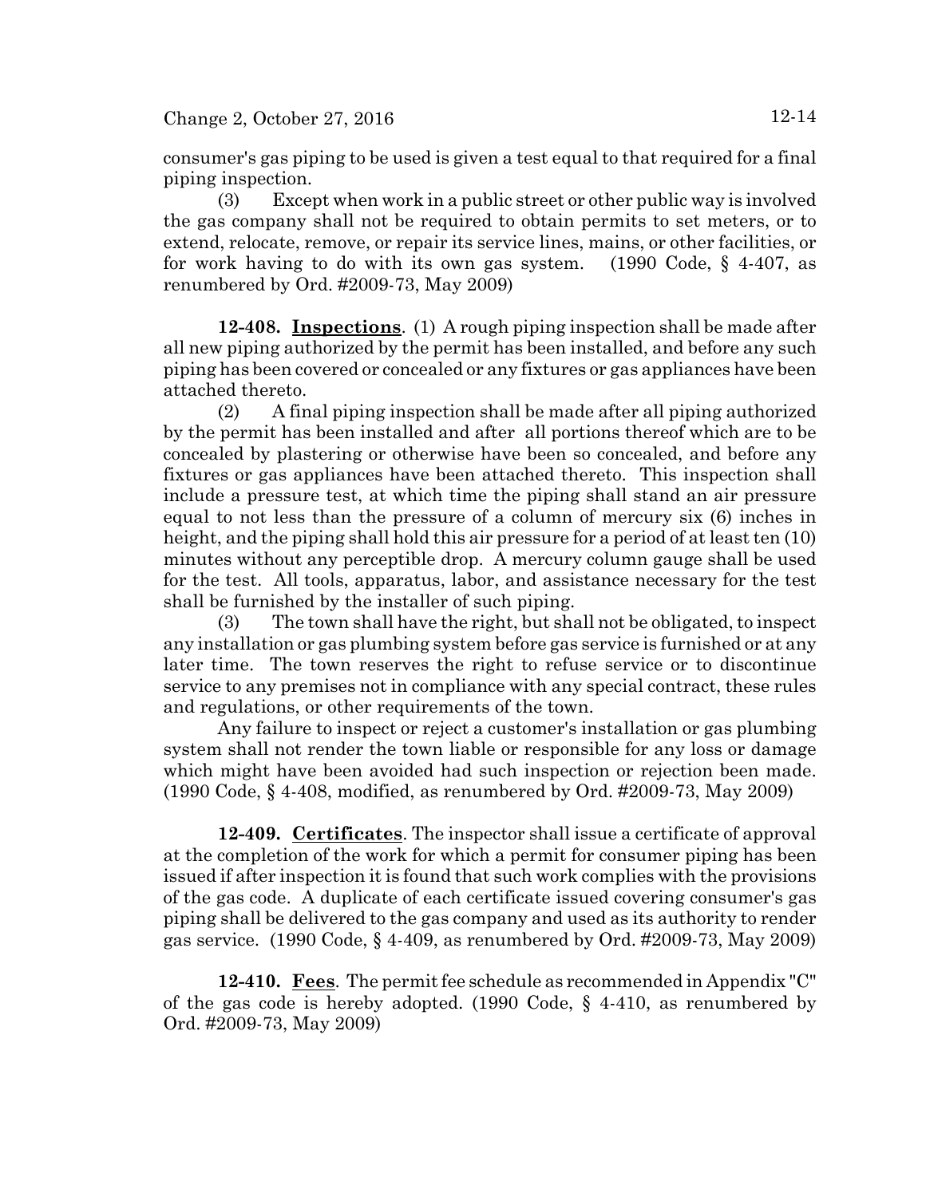consumer's gas piping to be used is given a test equal to that required for a final piping inspection.

(3) Except when work in a public street or other public way is involved the gas company shall not be required to obtain permits to set meters, or to extend, relocate, remove, or repair its service lines, mains, or other facilities, or for work having to do with its own gas system. (1990 Code, § 4-407, as renumbered by Ord. #2009-73, May 2009)

**12-408. Inspections**. (1) A rough piping inspection shall be made after all new piping authorized by the permit has been installed, and before any such piping has been covered or concealed or any fixtures or gas appliances have been attached thereto.

(2) A final piping inspection shall be made after all piping authorized by the permit has been installed and after all portions thereof which are to be concealed by plastering or otherwise have been so concealed, and before any fixtures or gas appliances have been attached thereto. This inspection shall include a pressure test, at which time the piping shall stand an air pressure equal to not less than the pressure of a column of mercury six (6) inches in height, and the piping shall hold this air pressure for a period of at least ten (10) minutes without any perceptible drop. A mercury column gauge shall be used for the test. All tools, apparatus, labor, and assistance necessary for the test shall be furnished by the installer of such piping.

(3) The town shall have the right, but shall not be obligated, to inspect any installation or gas plumbing system before gas service is furnished or at any later time. The town reserves the right to refuse service or to discontinue service to any premises not in compliance with any special contract, these rules and regulations, or other requirements of the town.

Any failure to inspect or reject a customer's installation or gas plumbing system shall not render the town liable or responsible for any loss or damage which might have been avoided had such inspection or rejection been made. (1990 Code, § 4-408, modified, as renumbered by Ord. #2009-73, May 2009)

**12-409. Certificates**. The inspector shall issue a certificate of approval at the completion of the work for which a permit for consumer piping has been issued if after inspection it is found that such work complies with the provisions of the gas code. A duplicate of each certificate issued covering consumer's gas piping shall be delivered to the gas company and used as its authority to render gas service. (1990 Code, § 4-409, as renumbered by Ord. #2009-73, May 2009)

**12-410. Fees**. The permit fee schedule as recommended in Appendix "C" of the gas code is hereby adopted. (1990 Code, § 4-410, as renumbered by Ord. #2009-73, May 2009)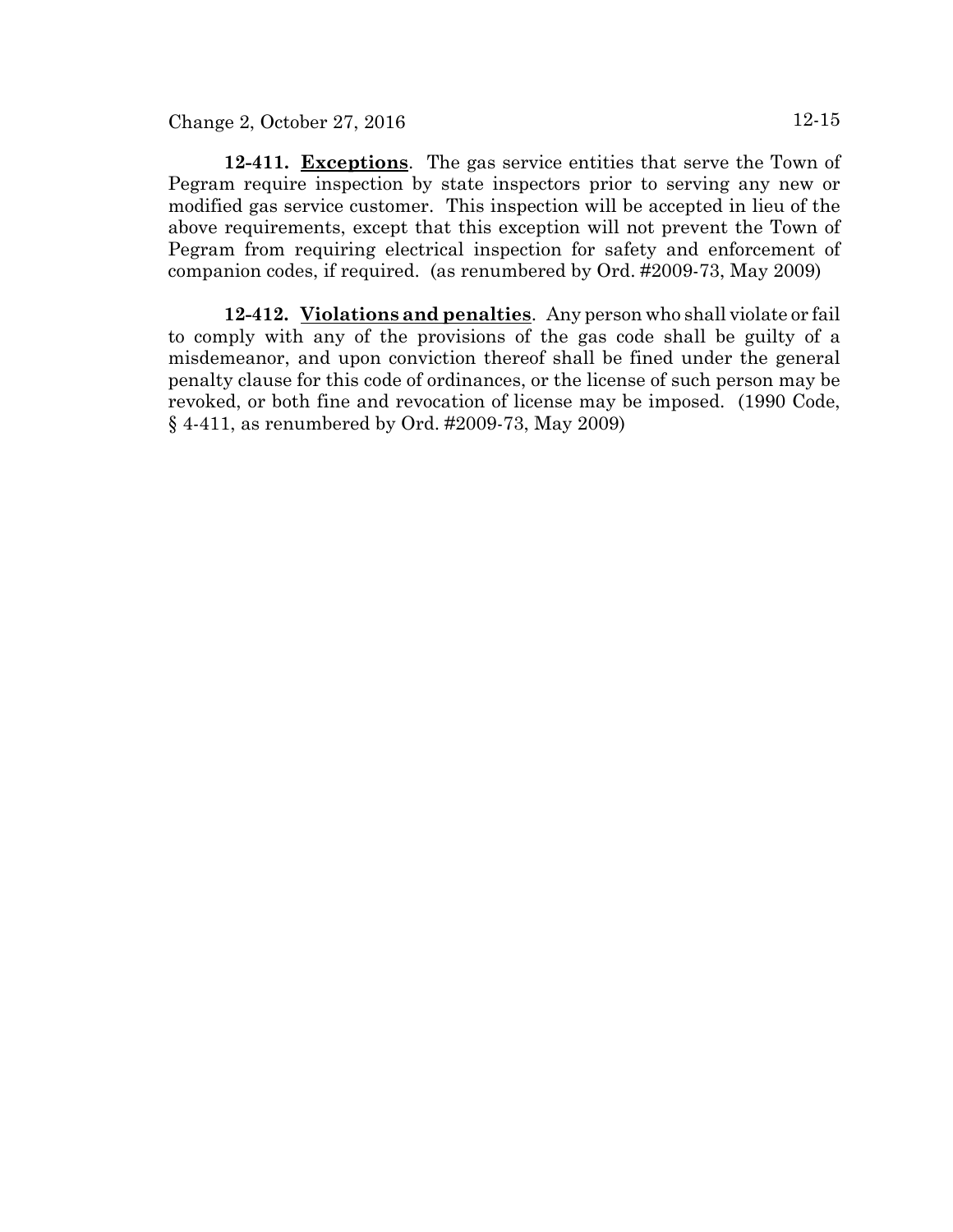**12-411. Exceptions**. The gas service entities that serve the Town of Pegram require inspection by state inspectors prior to serving any new or modified gas service customer. This inspection will be accepted in lieu of the above requirements, except that this exception will not prevent the Town of Pegram from requiring electrical inspection for safety and enforcement of companion codes, if required. (as renumbered by Ord. #2009-73, May 2009)

**12-412. Violations and penalties**. Any person who shall violate or fail to comply with any of the provisions of the gas code shall be guilty of a misdemeanor, and upon conviction thereof shall be fined under the general penalty clause for this code of ordinances, or the license of such person may be revoked, or both fine and revocation of license may be imposed. (1990 Code, § 4-411, as renumbered by Ord. #2009-73, May 2009)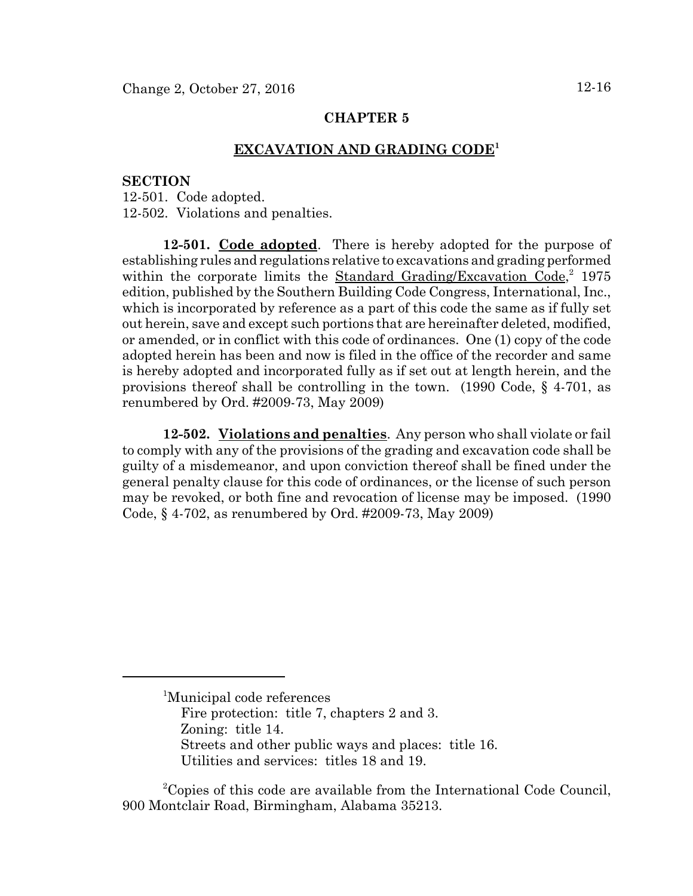## CHAPTER 5

## EXCAVATION AND GRADING CODE[1]

**SECTION**

12-501. Code adopted.
12-502. Violations and penalties.

**12-501. Code adopted**. There is hereby adopted for the purpose of establishing rules and regulations relative to excavations and grading performed within the corporate limits the Standard Grading/Excavation Code,[2] 1975 edition, published by the Southern Building Code Congress, International, Inc., which is incorporated by reference as a part of this code the same as if fully set out herein, save and except such portions that are hereinafter deleted, modified, or amended, or in conflict with this code of ordinances. One (1) copy of the code adopted herein has been and now is filed in the office of the recorder and same is hereby adopted and incorporated fully as if set out at length herein, and the provisions thereof shall be controlling in the town. (1990 Code, § 4-701, as renumbered by Ord. #2009-73, May 2009)

**12-502. Violations and penalties**. Any person who shall violate or fail to comply with any of the provisions of the grading and excavation code shall be guilty of a misdemeanor, and upon conviction thereof shall be fined under the general penalty clause for this code of ordinances, or the license of such person may be revoked, or both fine and revocation of license may be imposed. (1990 Code, § 4-702, as renumbered by Ord. #2009-73, May 2009)

---

[1]Municipal code references
Fire protection: title 7, chapters 2 and 3.
Zoning: title 14.
Streets and other public ways and places: title 16.
Utilities and services: titles 18 and 19.

[2]Copies of this code are available from the International Code Council, 900 Montclair Road, Birmingham, Alabama 35213.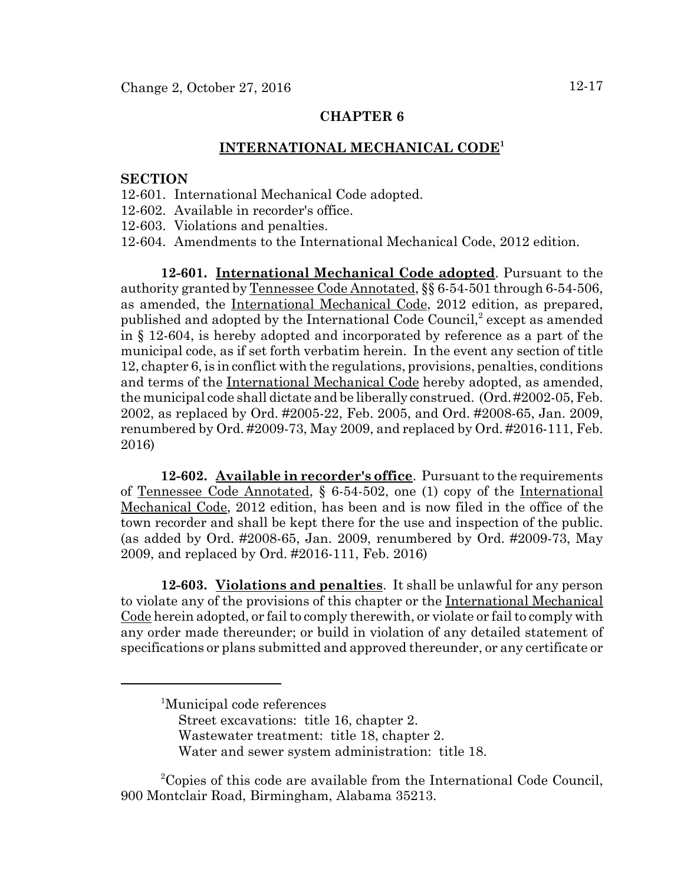## CHAPTER 6

## INTERNATIONAL MECHANICAL CODE[1]

**SECTION**

12-601. International Mechanical Code adopted.
12-602. Available in recorder's office.
12-603. Violations and penalties.
12-604. Amendments to the International Mechanical Code, 2012 edition.

**12-601. International Mechanical Code adopted**. Pursuant to the authority granted by Tennessee Code Annotated, §§ 6-54-501 through 6-54-506, as amended, the International Mechanical Code, 2012 edition, as prepared, published and adopted by the International Code Council,[2] except as amended in § 12-604, is hereby adopted and incorporated by reference as a part of the municipal code, as if set forth verbatim herein. In the event any section of title 12, chapter 6, is in conflict with the regulations, provisions, penalties, conditions and terms of the International Mechanical Code hereby adopted, as amended, the municipal code shall dictate and be liberally construed. (Ord. #2002-05, Feb. 2002, as replaced by Ord. #2005-22, Feb. 2005, and Ord. #2008-65, Jan. 2009, renumbered by Ord. #2009-73, May 2009, and replaced by Ord. #2016-111, Feb. 2016)

**12-602. Available in recorder's office**. Pursuant to the requirements of Tennessee Code Annotated, § 6-54-502, one (1) copy of the International Mechanical Code, 2012 edition, has been and is now filed in the office of the town recorder and shall be kept there for the use and inspection of the public. (as added by Ord. #2008-65, Jan. 2009, renumbered by Ord. #2009-73, May 2009, and replaced by Ord. #2016-111, Feb. 2016)

**12-603. Violations and penalties**. It shall be unlawful for any person to violate any of the provisions of this chapter or the International Mechanical Code herein adopted, or fail to comply therewith, or violate or fail to comply with any order made thereunder; or build in violation of any detailed statement of specifications or plans submitted and approved thereunder, or any certificate or

---

[1]Municipal code references
Street excavations: title 16, chapter 2.
Wastewater treatment: title 18, chapter 2.
Water and sewer system administration: title 18.

[2]Copies of this code are available from the International Code Council, 900 Montclair Road, Birmingham, Alabama 35213.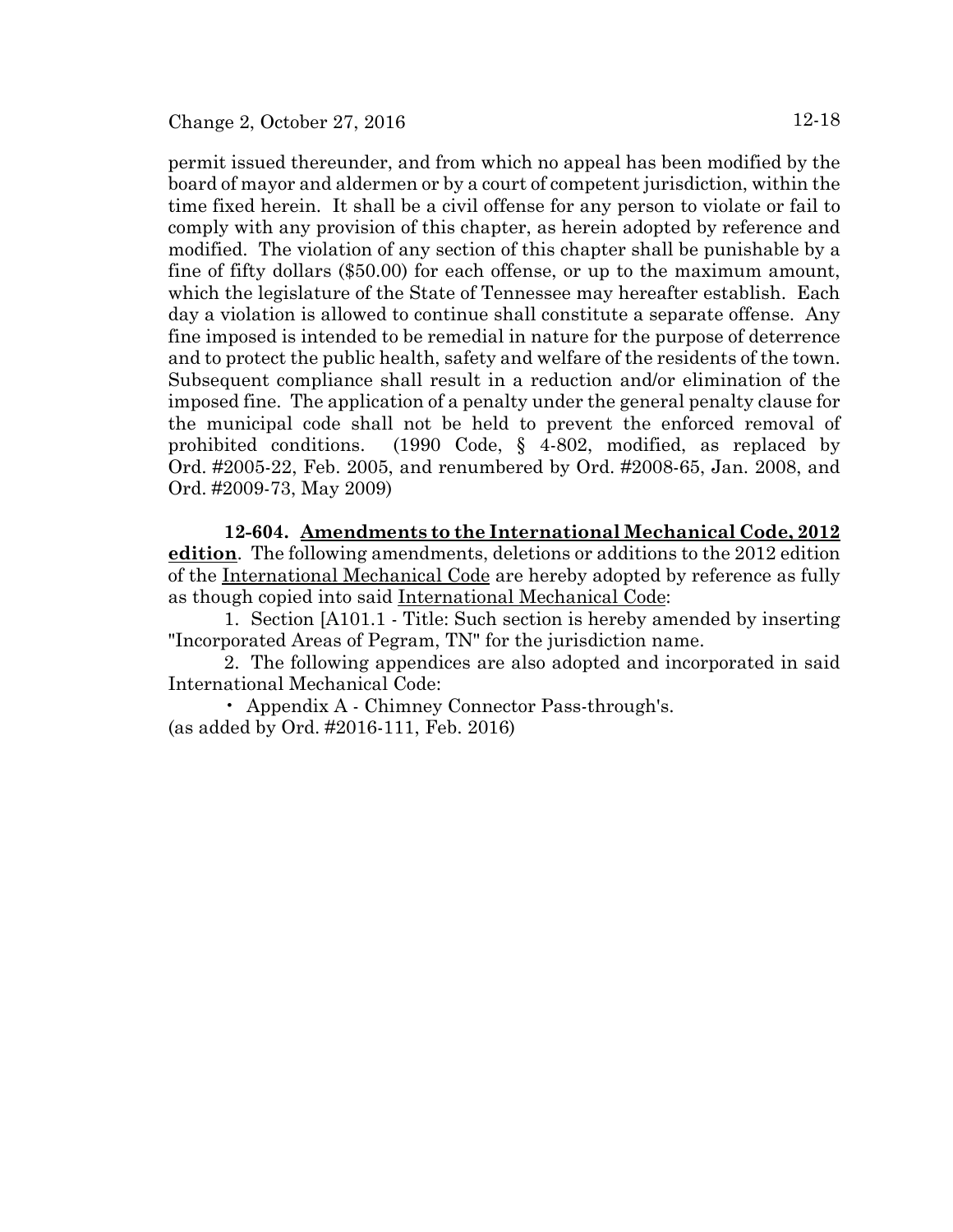permit issued thereunder, and from which no appeal has been modified by the board of mayor and aldermen or by a court of competent jurisdiction, within the time fixed herein. It shall be a civil offense for any person to violate or fail to comply with any provision of this chapter, as herein adopted by reference and modified. The violation of any section of this chapter shall be punishable by a fine of fifty dollars ($50.00) for each offense, or up to the maximum amount, which the legislature of the State of Tennessee may hereafter establish. Each day a violation is allowed to continue shall constitute a separate offense. Any fine imposed is intended to be remedial in nature for the purpose of deterrence and to protect the public health, safety and welfare of the residents of the town. Subsequent compliance shall result in a reduction and/or elimination of the imposed fine. The application of a penalty under the general penalty clause for the municipal code shall not be held to prevent the enforced removal of prohibited conditions. (1990 Code, § 4-802, modified, as replaced by Ord. #2005-22, Feb. 2005, and renumbered by Ord. #2008-65, Jan. 2008, and Ord. #2009-73, May 2009)

**12-604. Amendments to the International Mechanical Code, 2012 edition**. The following amendments, deletions or additions to the 2012 edition of the International Mechanical Code are hereby adopted by reference as fully as though copied into said International Mechanical Code:

1. Section [A101.1 - Title: Such section is hereby amended by inserting "Incorporated Areas of Pegram, TN" for the jurisdiction name.

2. The following appendices are also adopted and incorporated in said International Mechanical Code:

- Appendix A - Chimney Connector Pass-through's.

(as added by Ord. #2016-111, Feb. 2016)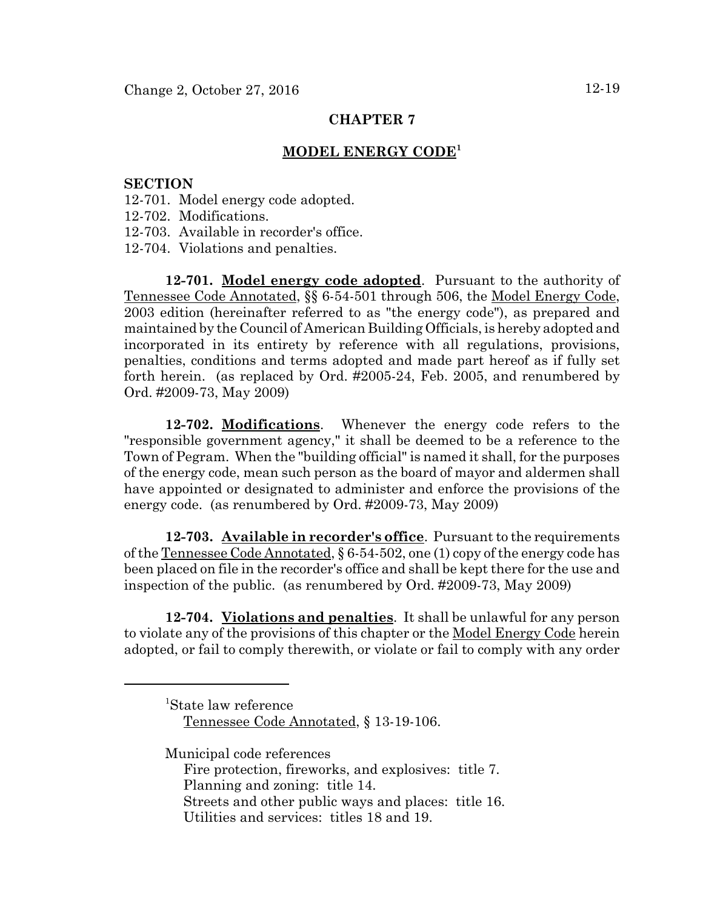# CHAPTER 7

## MODEL ENERGY CODE[1]

**SECTION**

12-701. Model energy code adopted.
12-702. Modifications.
12-703. Available in recorder's office.
12-704. Violations and penalties.

**12-701. Model energy code adopted**. Pursuant to the authority of Tennessee Code Annotated, §§ 6-54-501 through 506, the Model Energy Code, 2003 edition (hereinafter referred to as "the energy code"), as prepared and maintained by the Council of American Building Officials, is hereby adopted and incorporated in its entirety by reference with all regulations, provisions, penalties, conditions and terms adopted and made part hereof as if fully set forth herein. (as replaced by Ord. #2005-24, Feb. 2005, and renumbered by Ord. #2009-73, May 2009)

**12-702. Modifications**. Whenever the energy code refers to the "responsible government agency," it shall be deemed to be a reference to the Town of Pegram. When the "building official" is named it shall, for the purposes of the energy code, mean such person as the board of mayor and aldermen shall have appointed or designated to administer and enforce the provisions of the energy code. (as renumbered by Ord. #2009-73, May 2009)

**12-703. Available in recorder's office**. Pursuant to the requirements of the Tennessee Code Annotated, § 6-54-502, one (1) copy of the energy code has been placed on file in the recorder's office and shall be kept there for the use and inspection of the public. (as renumbered by Ord. #2009-73, May 2009)

**12-704. Violations and penalties**. It shall be unlawful for any person to violate any of the provisions of this chapter or the Model Energy Code herein adopted, or fail to comply therewith, or violate or fail to comply with any order

---

[1]State law reference
Tennessee Code Annotated, § 13-19-106.

Municipal code references
Fire protection, fireworks, and explosives: title 7.
Planning and zoning: title 14.
Streets and other public ways and places: title 16.
Utilities and services: titles 18 and 19.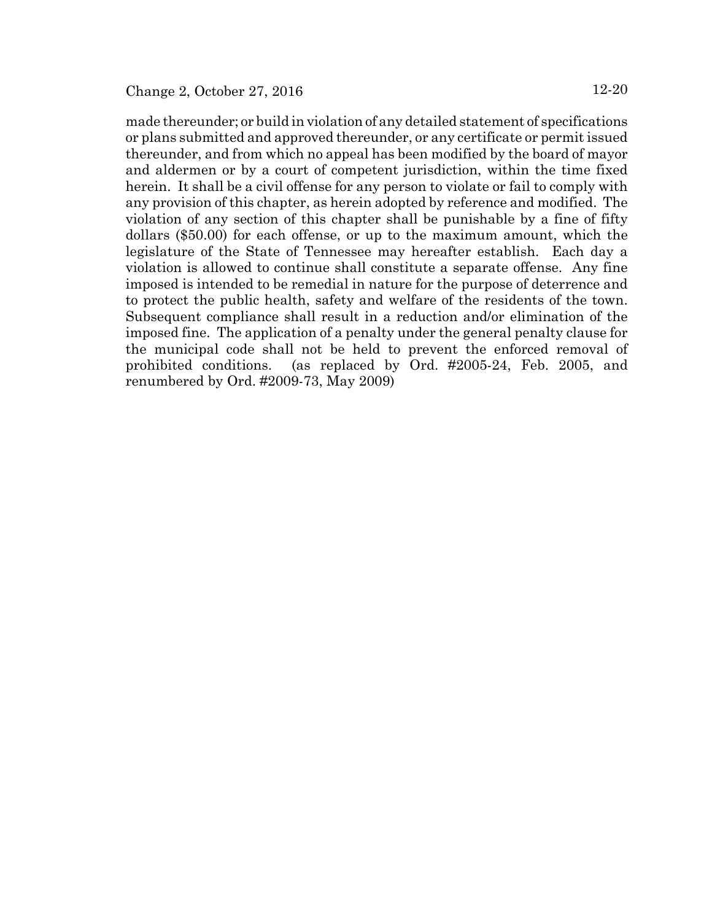made thereunder; or build in violation of any detailed statement of specifications or plans submitted and approved thereunder, or any certificate or permit issued thereunder, and from which no appeal has been modified by the board of mayor and aldermen or by a court of competent jurisdiction, within the time fixed herein. It shall be a civil offense for any person to violate or fail to comply with any provision of this chapter, as herein adopted by reference and modified. The violation of any section of this chapter shall be punishable by a fine of fifty dollars ($50.00) for each offense, or up to the maximum amount, which the legislature of the State of Tennessee may hereafter establish. Each day a violation is allowed to continue shall constitute a separate offense. Any fine imposed is intended to be remedial in nature for the purpose of deterrence and to protect the public health, safety and welfare of the residents of the town. Subsequent compliance shall result in a reduction and/or elimination of the imposed fine. The application of a penalty under the general penalty clause for the municipal code shall not be held to prevent the enforced removal of prohibited conditions. (as replaced by Ord. #2005-24, Feb. 2005, and renumbered by Ord. #2009-73, May 2009)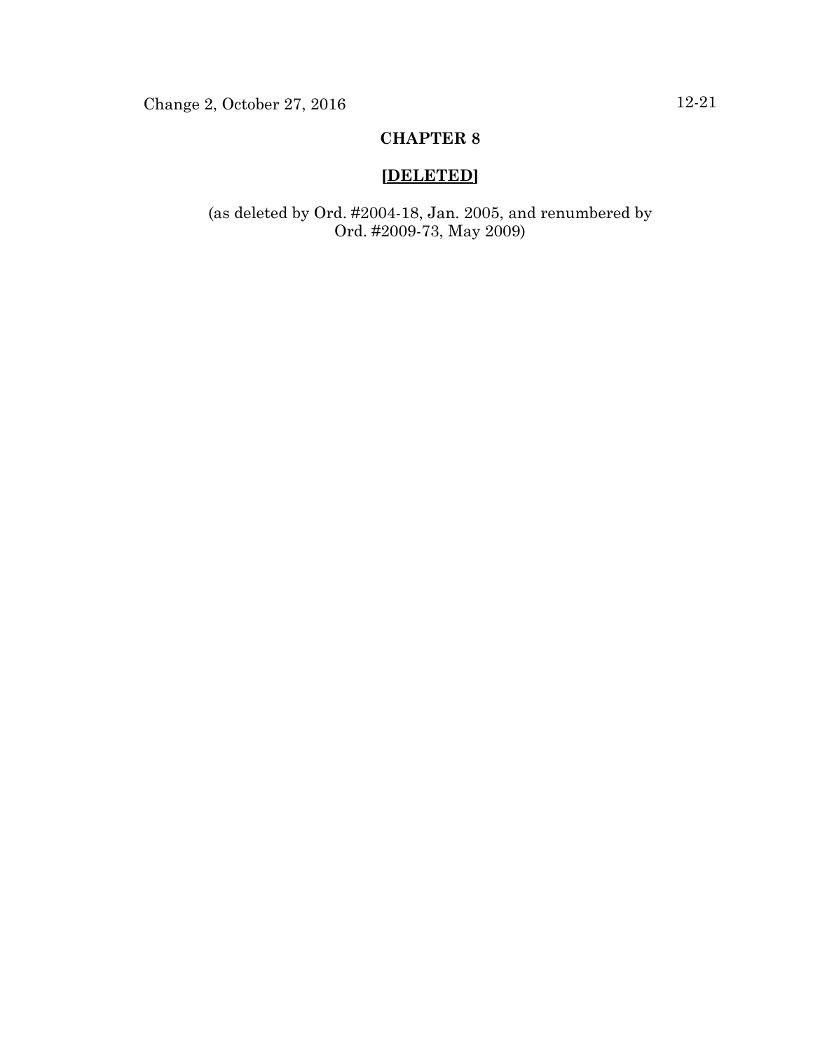# CHAPTER 8

## [DELETED]

(as deleted by Ord. #2004-18, Jan. 2005, and renumbered by Ord. #2009-73, May 2009)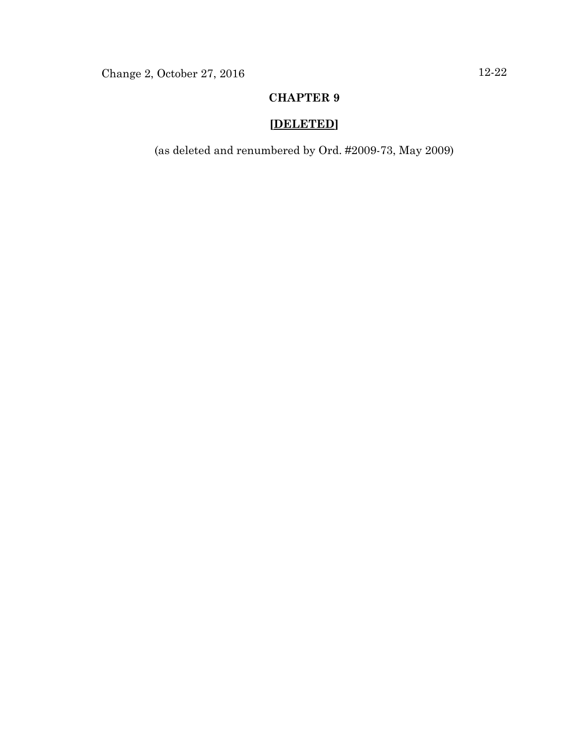# CHAPTER 9

## [DELETED]

(as deleted and renumbered by Ord. #2009-73, May 2009)